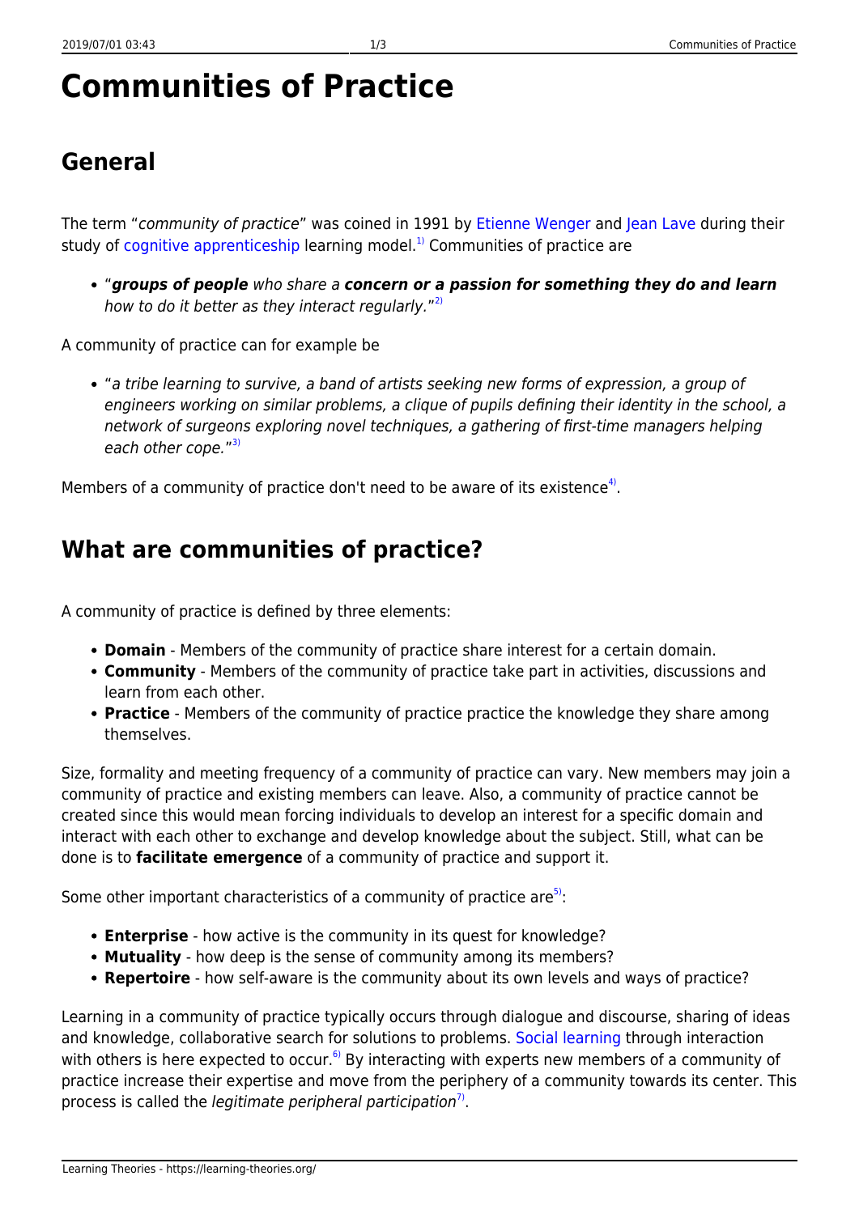# Communities of Practice

## General

The term "*community of practice*" was coined in 1991 by Etienne Wenger and Jean Lave during their study of cognitive apprenticeship learning model.[1] Communities of practice are

- "***groups of people*** *who share a* ***concern or a passion for something they do and learn*** *how to do it better as they interact regularly.*"[2]

A community of practice can for example be

- "*a tribe learning to survive, a band of artists seeking new forms of expression, a group of engineers working on similar problems, a clique of pupils defining their identity in the school, a network of surgeons exploring novel techniques, a gathering of first-time managers helping each other cope.*"[3]

Members of a community of practice don't need to be aware of its existence[4].

## What are communities of practice?

A community of practice is defined by three elements:

- **Domain** - Members of the community of practice share interest for a certain domain.
- **Community** - Members of the community of practice take part in activities, discussions and learn from each other.
- **Practice** - Members of the community of practice practice the knowledge they share among themselves.

Size, formality and meeting frequency of a community of practice can vary. New members may join a community of practice and existing members can leave. Also, a community of practice cannot be created since this would mean forcing individuals to develop an interest for a specific domain and interact with each other to exchange and develop knowledge about the subject. Still, what can be done is to **facilitate emergence** of a community of practice and support it.

Some other important characteristics of a community of practice are[5]:

- **Enterprise** - how active is the community in its quest for knowledge?
- **Mutuality** - how deep is the sense of community among its members?
- **Repertoire** - how self-aware is the community about its own levels and ways of practice?

Learning in a community of practice typically occurs through dialogue and discourse, sharing of ideas and knowledge, collaborative search for solutions to problems. Social learning through interaction with others is here expected to occur.[6] By interacting with experts new members of a community of practice increase their expertise and move from the periphery of a community towards its center. This process is called the *legitimate peripheral participation*[7].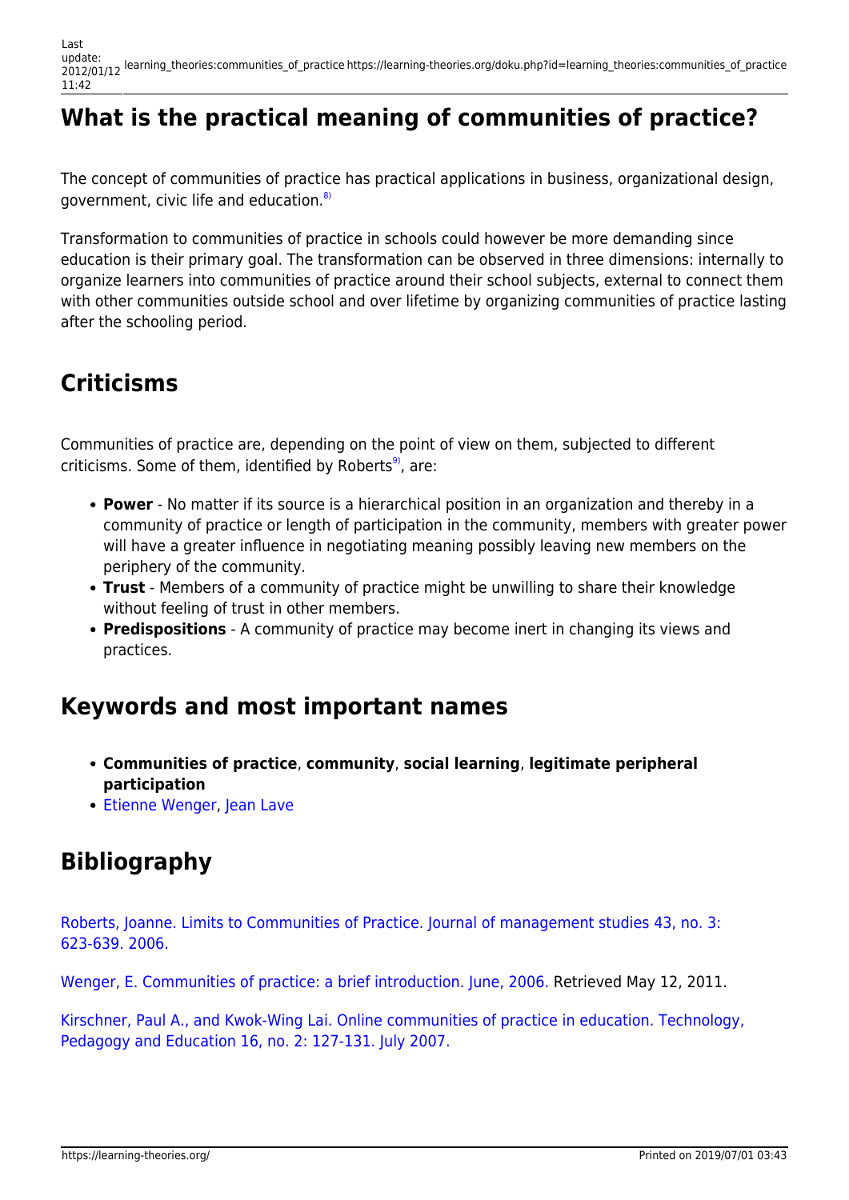## What is the practical meaning of communities of practice?

The concept of communities of practice has practical applications in business, organizational design, government, civic life and education.[8]

Transformation to communities of practice in schools could however be more demanding since education is their primary goal. The transformation can be observed in three dimensions: internally to organize learners into communities of practice around their school subjects, external to connect them with other communities outside school and over lifetime by organizing communities of practice lasting after the schooling period.

## Criticisms

Communities of practice are, depending on the point of view on them, subjected to different criticisms. Some of them, identified by Roberts[9], are:

- **Power** - No matter if its source is a hierarchical position in an organization and thereby in a community of practice or length of participation in the community, members with greater power will have a greater influence in negotiating meaning possibly leaving new members on the periphery of the community.
- **Trust** - Members of a community of practice might be unwilling to share their knowledge without feeling of trust in other members.
- **Predispositions** - A community of practice may become inert in changing its views and practices.

## Keywords and most important names

- **Communities of practice**, **community**, **social learning**, **legitimate peripheral participation**
- Etienne Wenger, Jean Lave

## Bibliography

Roberts, Joanne. Limits to Communities of Practice. Journal of management studies 43, no. 3: 623-639. 2006.

Wenger, E. Communities of practice: a brief introduction. June, 2006. Retrieved May 12, 2011.

Kirschner, Paul A., and Kwok-Wing Lai. Online communities of practice in education. Technology, Pedagogy and Education 16, no. 2: 127-131. July 2007.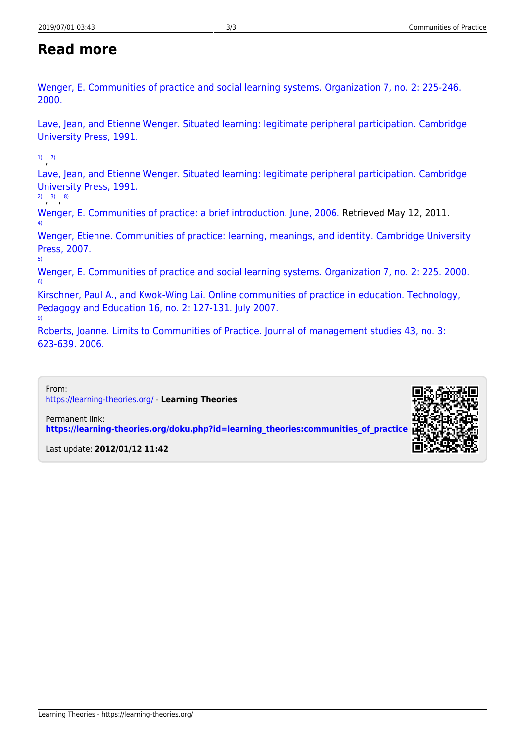## Read more

Wenger, E. Communities of practice and social learning systems. Organization 7, no. 2: 225-246. 2000.

Lave, Jean, and Etienne Wenger. Situated learning: legitimate peripheral participation. Cambridge University Press, 1991.

[1], [7]

Lave, Jean, and Etienne Wenger. Situated learning: legitimate peripheral participation. Cambridge University Press, 1991.

[2], [3], [8]

Wenger, E. Communities of practice: a brief introduction. June, 2006. Retrieved May 12, 2011.

[4]

Wenger, Etienne. Communities of practice: learning, meanings, and identity. Cambridge University Press, 2007.

[5]

Wenger, E. Communities of practice and social learning systems. Organization 7, no. 2: 225. 2000.

[6]

Kirschner, Paul A., and Kwok-Wing Lai. Online communities of practice in education. Technology, Pedagogy and Education 16, no. 2: 127-131. July 2007.

[9]

Roberts, Joanne. Limits to Communities of Practice. Journal of management studies 43, no. 3: 623-639. 2006.

From:
https://learning-theories.org/ - **Learning Theories**

Permanent link:
**https://learning-theories.org/doku.php?id=learning_theories:communities_of_practice**

Last update: **2012/01/12 11:42**